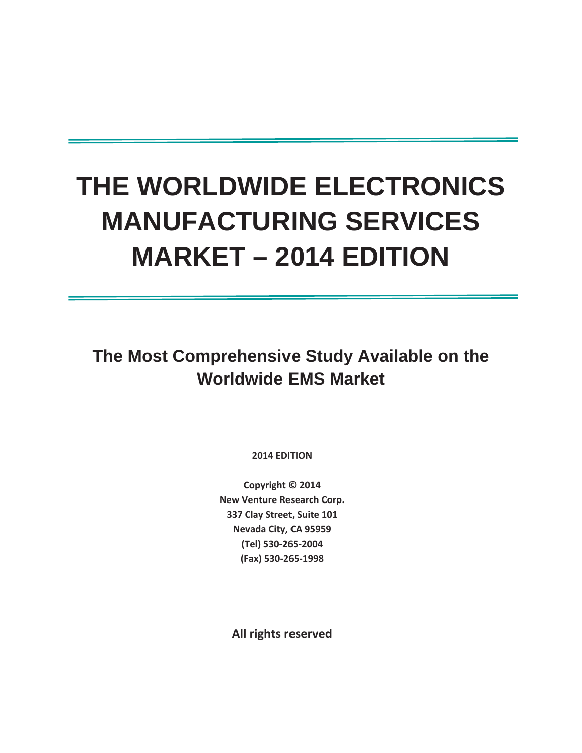# THE WORLDWIDE ELECTRONICS MANUFACTURING SERVICES MARKET – 2014 EDITION

## The Most Comprehensive Study Available on the Worldwide EMS Market

**2014 EDITION**

**Copyright © 2014**
**New Venture Research Corp.**
**337 Clay Street, Suite 101**
**Nevada City, CA 95959**
**(Tel) 530-265-2004**
**(Fax) 530-265-1998**

**All rights reserved**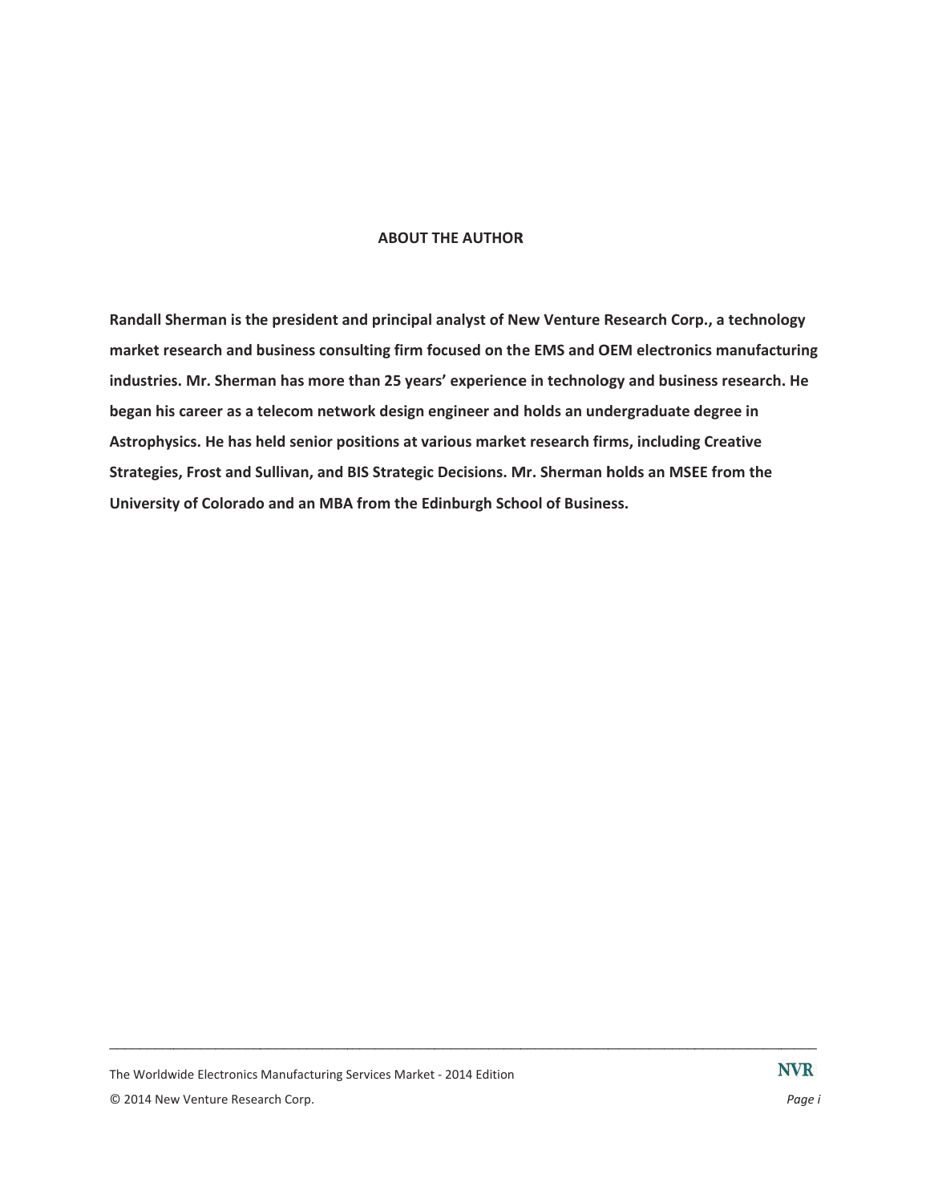## ABOUT THE AUTHOR

**Randall Sherman is the president and principal analyst of New Venture Research Corp., a technology market research and business consulting firm focused on the EMS and OEM electronics manufacturing industries. Mr. Sherman has more than 25 years' experience in technology and business research. He began his career as a telecom network design engineer and holds an undergraduate degree in Astrophysics. He has held senior positions at various market research firms, including Creative Strategies, Frost and Sullivan, and BIS Strategic Decisions. Mr. Sherman holds an MSEE from the University of Colorado and an MBA from the Edinburgh School of Business.**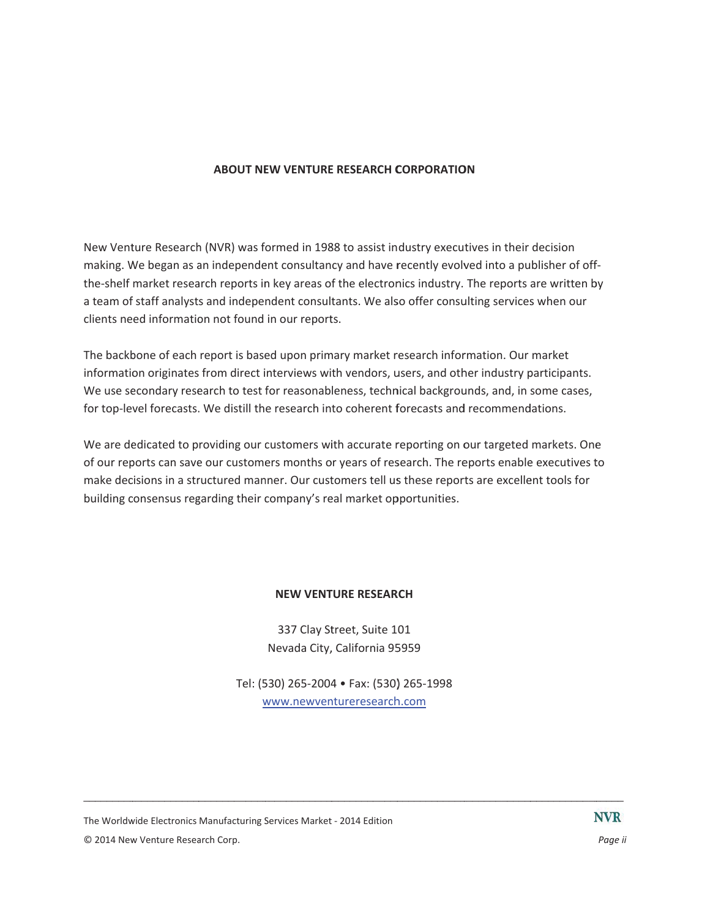## ABOUT NEW VENTURE RESEARCH CORPORATION

New Venture Research (NVR) was formed in 1988 to assist industry executives in their decision making. We began as an independent consultancy and have recently evolved into a publisher of off-the-shelf market research reports in key areas of the electronics industry. The reports are written by a team of staff analysts and independent consultants. We also offer consulting services when our clients need information not found in our reports.

The backbone of each report is based upon primary market research information. Our market information originates from direct interviews with vendors, users, and other industry participants. We use secondary research to test for reasonableness, technical backgrounds, and, in some cases, for top-level forecasts. We distill the research into coherent forecasts and recommendations.

We are dedicated to providing our customers with accurate reporting on our targeted markets. One of our reports can save our customers months or years of research. The reports enable executives to make decisions in a structured manner. Our customers tell us these reports are excellent tools for building consensus regarding their company's real market opportunities.

**NEW VENTURE RESEARCH**

337 Clay Street, Suite 101
Nevada City, California 95959

Tel: (530) 265-2004 • Fax: (530) 265-1998
www.newventureresearch.com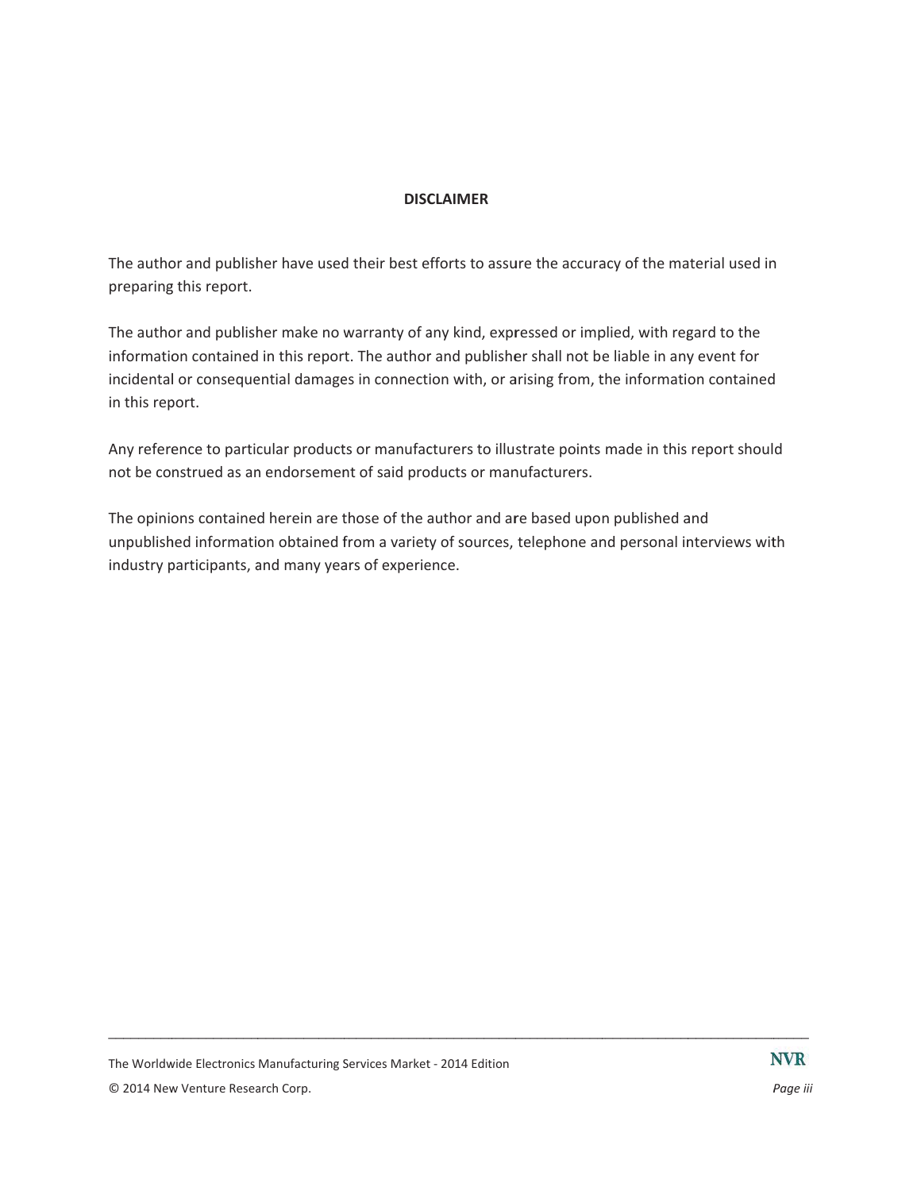## DISCLAIMER

The author and publisher have used their best efforts to assure the accuracy of the material used in preparing this report.

The author and publisher make no warranty of any kind, expressed or implied, with regard to the information contained in this report. The author and publisher shall not be liable in any event for incidental or consequential damages in connection with, or arising from, the information contained in this report.

Any reference to particular products or manufacturers to illustrate points made in this report should not be construed as an endorsement of said products or manufacturers.

The opinions contained herein are those of the author and are based upon published and unpublished information obtained from a variety of sources, telephone and personal interviews with industry participants, and many years of experience.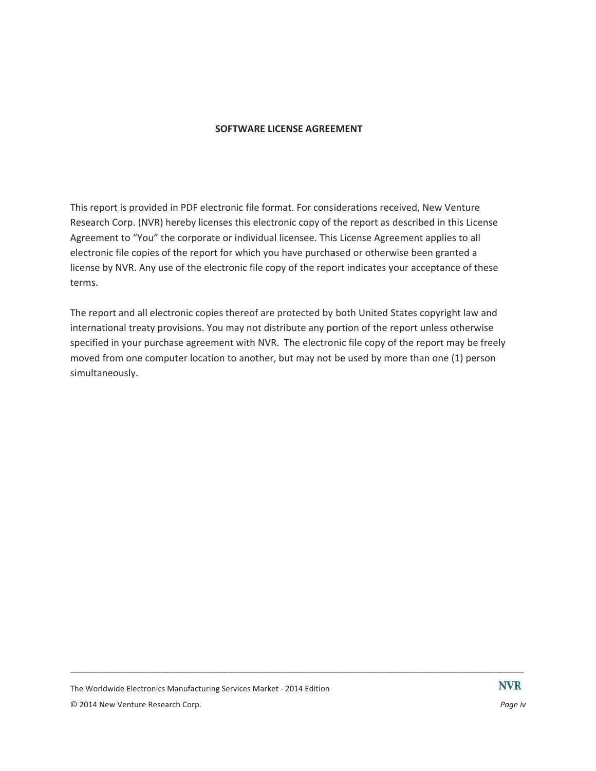## SOFTWARE LICENSE AGREEMENT

This report is provided in PDF electronic file format. For considerations received, New Venture Research Corp. (NVR) hereby licenses this electronic copy of the report as described in this License Agreement to "You" the corporate or individual licensee. This License Agreement applies to all electronic file copies of the report for which you have purchased or otherwise been granted a license by NVR. Any use of the electronic file copy of the report indicates your acceptance of these terms.

The report and all electronic copies thereof are protected by both United States copyright law and international treaty provisions. You may not distribute any portion of the report unless otherwise specified in your purchase agreement with NVR. The electronic file copy of the report may be freely moved from one computer location to another, but may not be used by more than one (1) person simultaneously.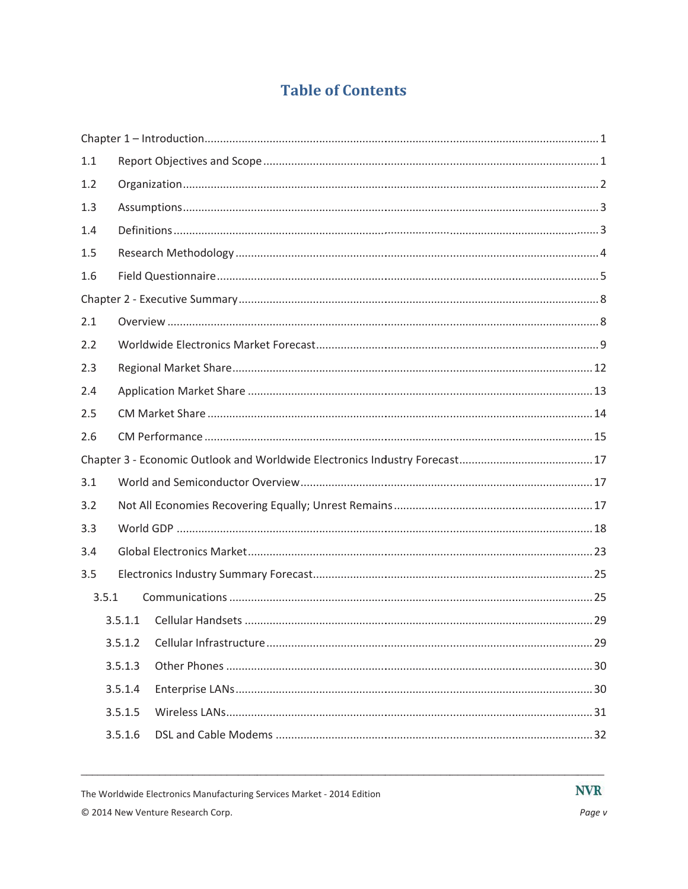# Table of Contents

Chapter 1 – Introduction ..... 1

1.1 Report Objectives and Scope ..... 1

1.2 Organization ..... 2

1.3 Assumptions ..... 3

1.4 Definitions ..... 3

1.5 Research Methodology ..... 4

1.6 Field Questionnaire ..... 5

Chapter 2 - Executive Summary ..... 8

2.1 Overview ..... 8

2.2 Worldwide Electronics Market Forecast ..... 9

2.3 Regional Market Share ..... 12

2.4 Application Market Share ..... 13

2.5 CM Market Share ..... 14

2.6 CM Performance ..... 15

Chapter 3 - Economic Outlook and Worldwide Electronics Industry Forecast ..... 17

3.1 World and Semiconductor Overview ..... 17

3.2 Not All Economies Recovering Equally; Unrest Remains ..... 17

3.3 World GDP ..... 18

3.4 Global Electronics Market ..... 23

3.5 Electronics Industry Summary Forecast ..... 25

3.5.1 Communications ..... 25

3.5.1.1 Cellular Handsets ..... 29

3.5.1.2 Cellular Infrastructure ..... 29

3.5.1.3 Other Phones ..... 30

3.5.1.4 Enterprise LANs ..... 30

3.5.1.5 Wireless LANs ..... 31

3.5.1.6 DSL and Cable Modems ..... 32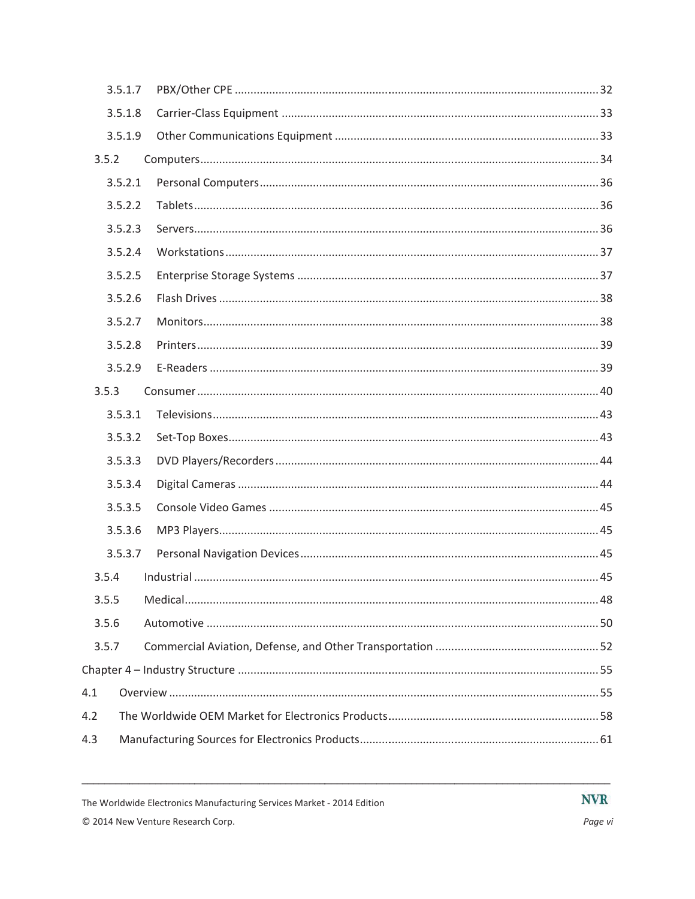3.5.1.7 PBX/Other CPE ........................................................................................................ 32

3.5.1.8 Carrier-Class Equipment ........................................................................................ 33

3.5.1.9 Other Communications Equipment ........................................................................ 33

3.5.2 Computers ................................................................................................................. 34

3.5.2.1 Personal Computers ............................................................................................... 36

3.5.2.2 Tablets .................................................................................................................... 36

3.5.2.3 Servers .................................................................................................................... 36

3.5.2.4 Workstations .......................................................................................................... 37

3.5.2.5 Enterprise Storage Systems ................................................................................... 37

3.5.2.6 Flash Drives ............................................................................................................ 38

3.5.2.7 Monitors ................................................................................................................. 38

3.5.2.8 Printers ................................................................................................................... 39

3.5.2.9 E-Readers ............................................................................................................... 39

3.5.3 Consumer .................................................................................................................. 40

3.5.3.1 Televisions .............................................................................................................. 43

3.5.3.2 Set-Top Boxes ......................................................................................................... 43

3.5.3.3 DVD Players/Recorders .......................................................................................... 44

3.5.3.4 Digital Cameras ...................................................................................................... 44

3.5.3.5 Console Video Games ............................................................................................ 45

3.5.3.6 MP3 Players ............................................................................................................ 45

3.5.3.7 Personal Navigation Devices .................................................................................. 45

3.5.4 Industrial ................................................................................................................... 45

3.5.5 Medical ...................................................................................................................... 48

3.5.6 Automotive ............................................................................................................... 50

3.5.7 Commercial Aviation, Defense, and Other Transportation ........................................ 52

Chapter 4 – Industry Structure ........................................................................................... 55

4.1 Overview ....................................................................................................................... 55

4.2 The Worldwide OEM Market for Electronics Products .................................................. 58

4.3 Manufacturing Sources for Electronics Products ........................................................... 61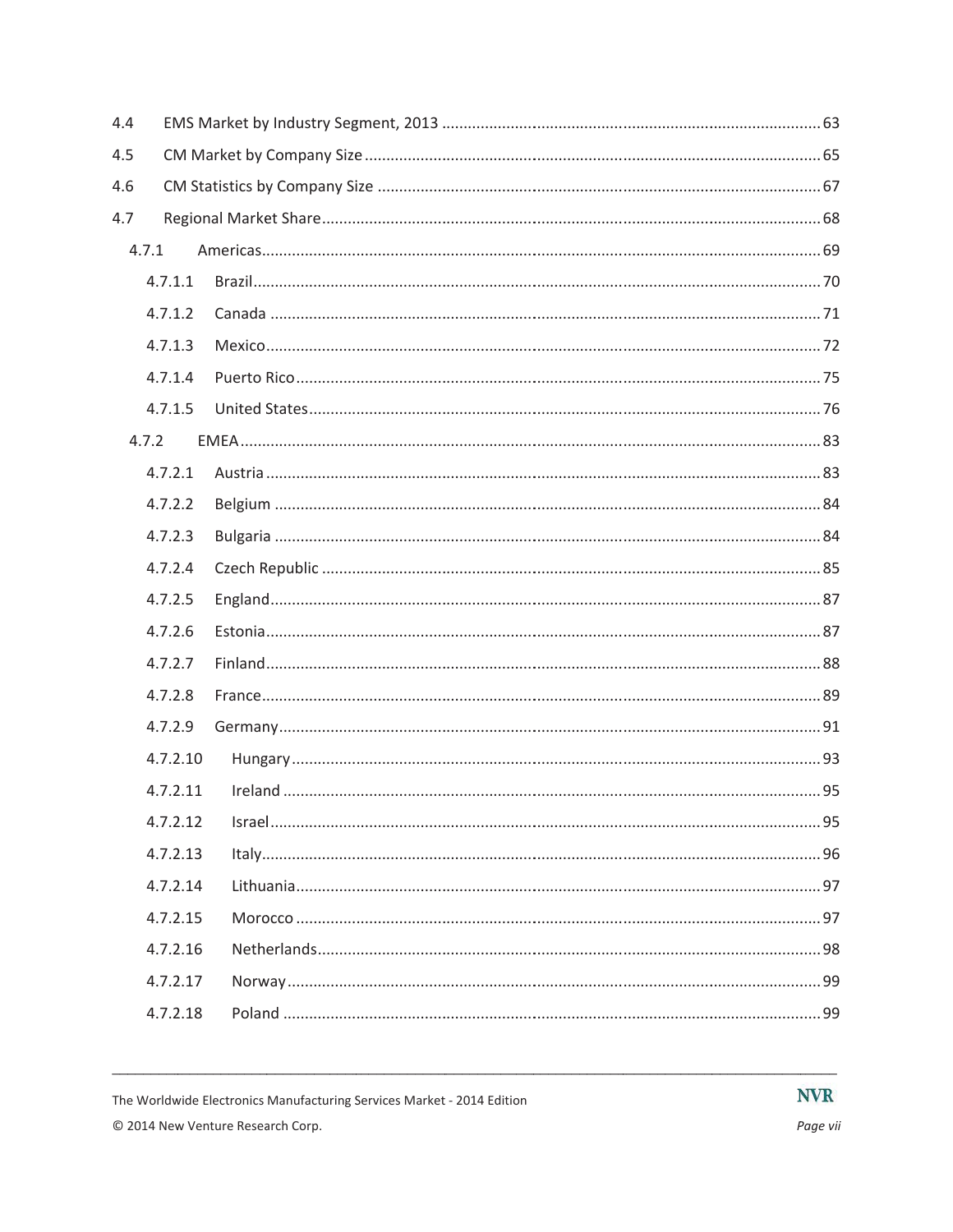4.4 EMS Market by Industry Segment, 2013 ........ 63

4.5 CM Market by Company Size ........ 65

4.6 CM Statistics by Company Size ........ 67

4.7 Regional Market Share ........ 68

- 4.7.1 Americas ........ 69
  - 4.7.1.1 Brazil ........ 70
  - 4.7.1.2 Canada ........ 71
  - 4.7.1.3 Mexico ........ 72
  - 4.7.1.4 Puerto Rico ........ 75
  - 4.7.1.5 United States ........ 76
- 4.7.2 EMEA ........ 83
  - 4.7.2.1 Austria ........ 83
  - 4.7.2.2 Belgium ........ 84
  - 4.7.2.3 Bulgaria ........ 84
  - 4.7.2.4 Czech Republic ........ 85
  - 4.7.2.5 England ........ 87
  - 4.7.2.6 Estonia ........ 87
  - 4.7.2.7 Finland ........ 88
  - 4.7.2.8 France ........ 89
  - 4.7.2.9 Germany ........ 91
  - 4.7.2.10 Hungary ........ 93
  - 4.7.2.11 Ireland ........ 95
  - 4.7.2.12 Israel ........ 95
  - 4.7.2.13 Italy ........ 96
  - 4.7.2.14 Lithuania ........ 97
  - 4.7.2.15 Morocco ........ 97
  - 4.7.2.16 Netherlands ........ 98
  - 4.7.2.17 Norway ........ 99
  - 4.7.2.18 Poland ........ 99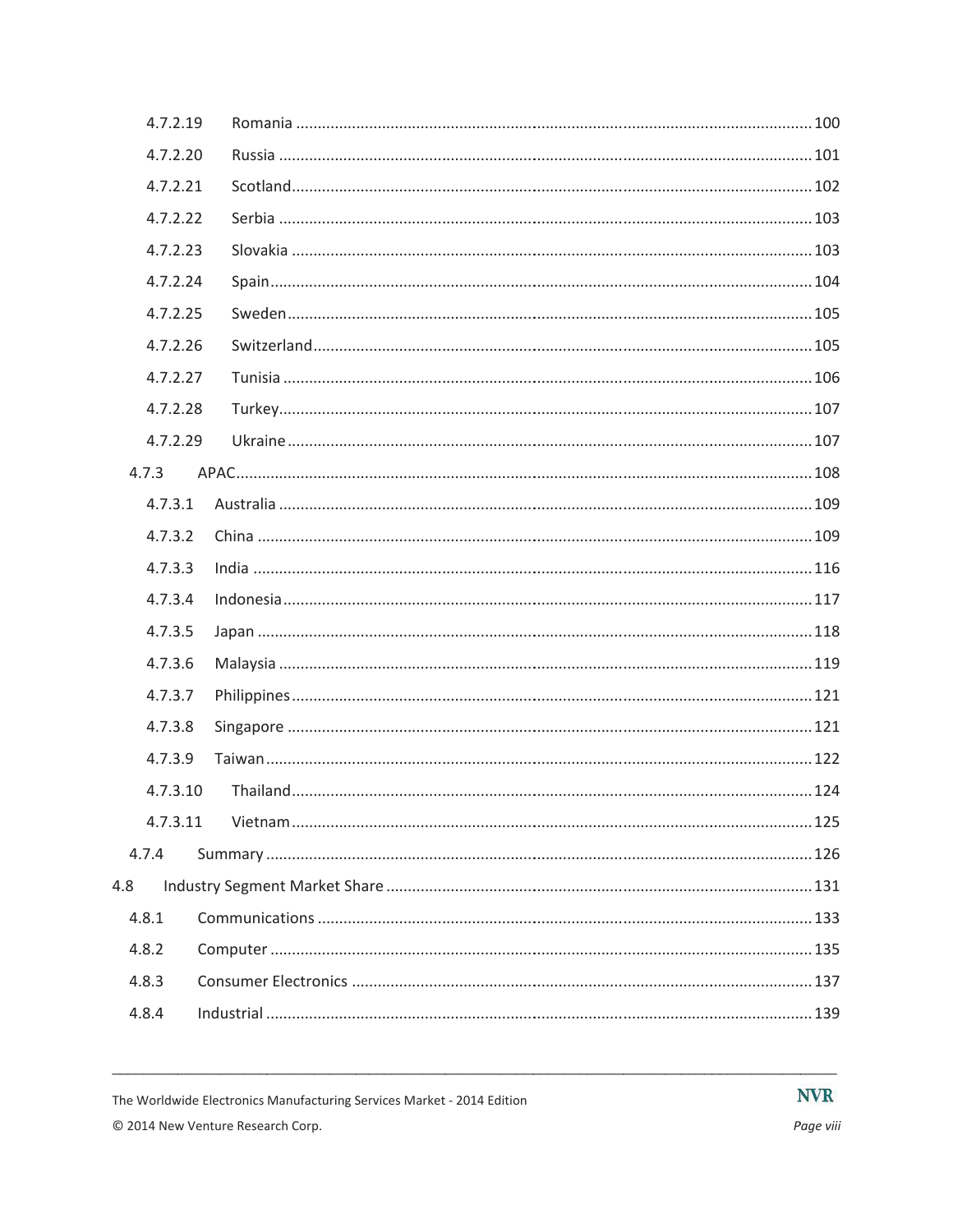4.7.2.19 Romania ........................................................................................................................ 100

4.7.2.20 Russia ........................................................................................................................... 101

4.7.2.21 Scotland........................................................................................................................ 102

4.7.2.22 Serbia ........................................................................................................................... 103

4.7.2.23 Slovakia ........................................................................................................................ 103

4.7.2.24 Spain............................................................................................................................. 104

4.7.2.25 Sweden......................................................................................................................... 105

4.7.2.26 Switzerland................................................................................................................... 105

4.7.2.27 Tunisia .......................................................................................................................... 106

4.7.2.28 Turkey........................................................................................................................... 107

4.7.2.29 Ukraine ......................................................................................................................... 107

4.7.3 APAC.................................................................................................................................... 108

4.7.3.1 Australia .......................................................................................................................... 109

4.7.3.2 China ............................................................................................................................... 109

4.7.3.3 India ................................................................................................................................ 116

4.7.3.4 Indonesia......................................................................................................................... 117

4.7.3.5 Japan ............................................................................................................................... 118

4.7.3.6 Malaysia .......................................................................................................................... 119

4.7.3.7 Philippines....................................................................................................................... 121

4.7.3.8 Singapore ........................................................................................................................ 121

4.7.3.9 Taiwan............................................................................................................................. 122

4.7.3.10 Thailand........................................................................................................................ 124

4.7.3.11 Vietnam ........................................................................................................................ 125

4.7.4 Summary ............................................................................................................................. 126

4.8 Industry Segment Market Share ................................................................................................. 131

4.8.1 Communications ................................................................................................................. 133

4.8.2 Computer ............................................................................................................................ 135

4.8.3 Consumer Electronics ......................................................................................................... 137

4.8.4 Industrial ............................................................................................................................. 139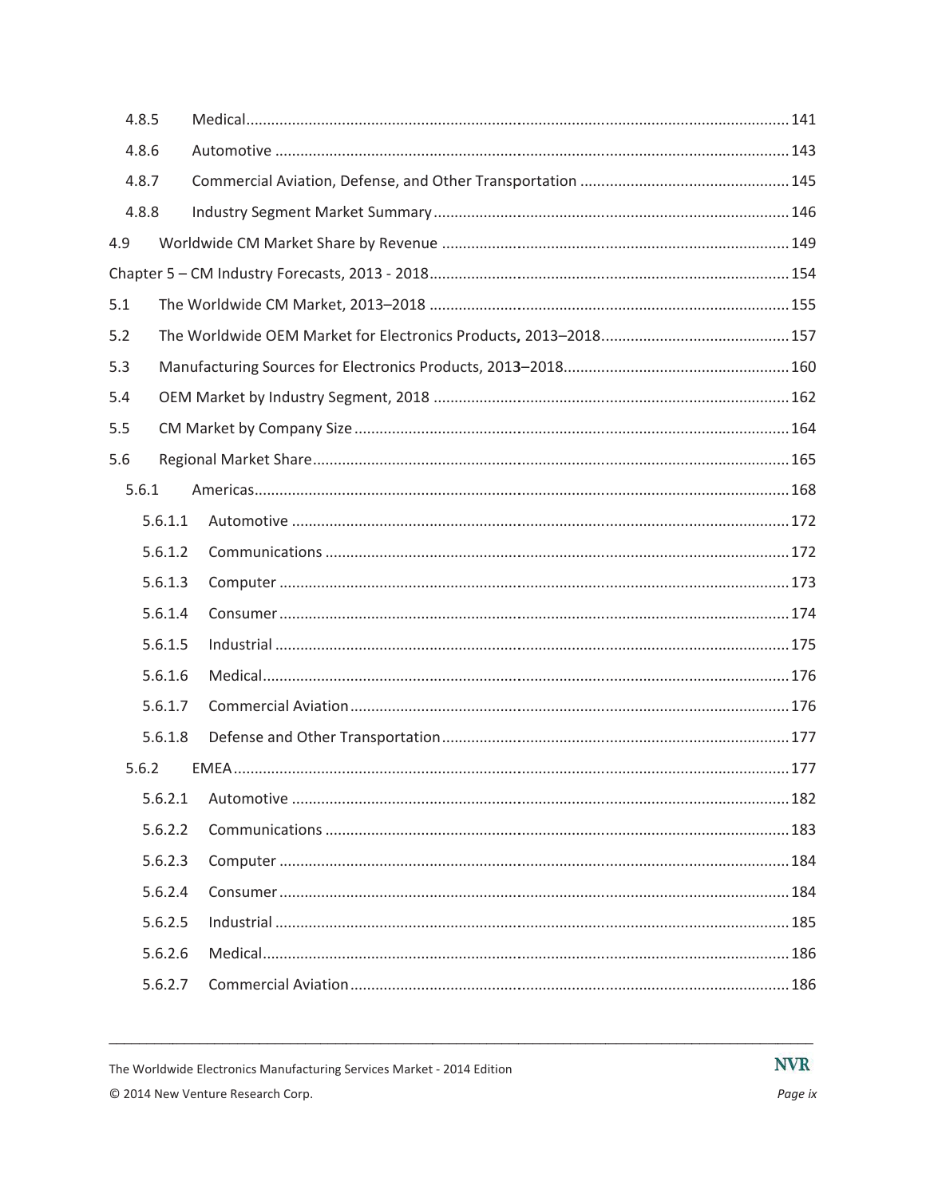4.8.5 Medical ........................................................ 141

4.8.6 Automotive ........................................................ 143

4.8.7 Commercial Aviation, Defense, and Other Transportation ........................................................ 145

4.8.8 Industry Segment Market Summary ........................................................ 146

4.9 Worldwide CM Market Share by Revenue ........................................................ 149

Chapter 5 – CM Industry Forecasts, 2013 - 2018 ........................................................ 154

5.1 The Worldwide CM Market, 2013–2018 ........................................................ 155

5.2 The Worldwide OEM Market for Electronics Products, 2013–2018 ........................................................ 157

5.3 Manufacturing Sources for Electronics Products, 2013–2018 ........................................................ 160

5.4 OEM Market by Industry Segment, 2018 ........................................................ 162

5.5 CM Market by Company Size ........................................................ 164

5.6 Regional Market Share ........................................................ 165

5.6.1 Americas ........................................................ 168

5.6.1.1 Automotive ........................................................ 172

5.6.1.2 Communications ........................................................ 172

5.6.1.3 Computer ........................................................ 173

5.6.1.4 Consumer ........................................................ 174

5.6.1.5 Industrial ........................................................ 175

5.6.1.6 Medical ........................................................ 176

5.6.1.7 Commercial Aviation ........................................................ 176

5.6.1.8 Defense and Other Transportation ........................................................ 177

5.6.2 EMEA ........................................................ 177

5.6.2.1 Automotive ........................................................ 182

5.6.2.2 Communications ........................................................ 183

5.6.2.3 Computer ........................................................ 184

5.6.2.4 Consumer ........................................................ 184

5.6.2.5 Industrial ........................................................ 185

5.6.2.6 Medical ........................................................ 186

5.6.2.7 Commercial Aviation ........................................................ 186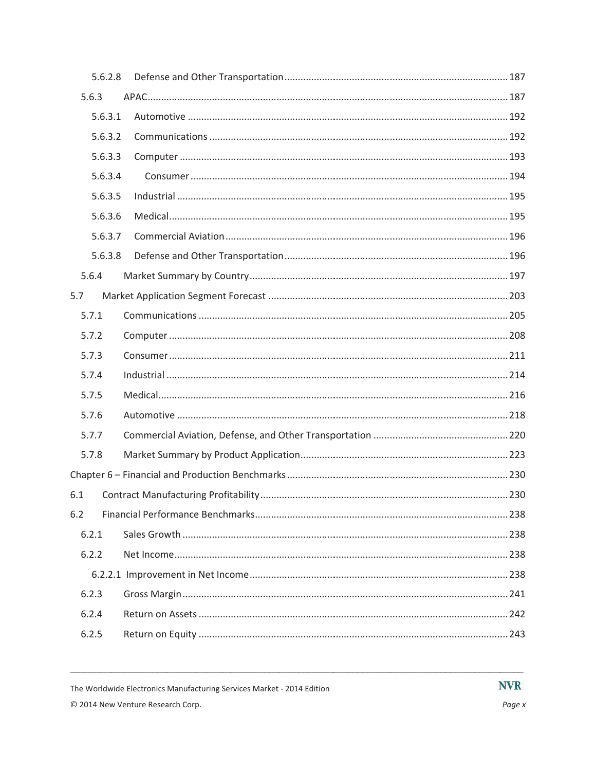5.6.2.8 Defense and Other Transportation ........ 187

5.6.3 APAC ........ 187

5.6.3.1 Automotive ........ 192

5.6.3.2 Communications ........ 192

5.6.3.3 Computer ........ 193

5.6.3.4 Consumer ........ 194

5.6.3.5 Industrial ........ 195

5.6.3.6 Medical ........ 195

5.6.3.7 Commercial Aviation ........ 196

5.6.3.8 Defense and Other Transportation ........ 196

5.6.4 Market Summary by Country ........ 197

5.7 Market Application Segment Forecast ........ 203

5.7.1 Communications ........ 205

5.7.2 Computer ........ 208

5.7.3 Consumer ........ 211

5.7.4 Industrial ........ 214

5.7.5 Medical ........ 216

5.7.6 Automotive ........ 218

5.7.7 Commercial Aviation, Defense, and Other Transportation ........ 220

5.7.8 Market Summary by Product Application ........ 223

Chapter 6 – Financial and Production Benchmarks ........ 230

6.1 Contract Manufacturing Profitability ........ 230

6.2 Financial Performance Benchmarks ........ 238

6.2.1 Sales Growth ........ 238

6.2.2 Net Income ........ 238

6.2.2.1 Improvement in Net Income ........ 238

6.2.3 Gross Margin ........ 241

6.2.4 Return on Assets ........ 242

6.2.5 Return on Equity ........ 243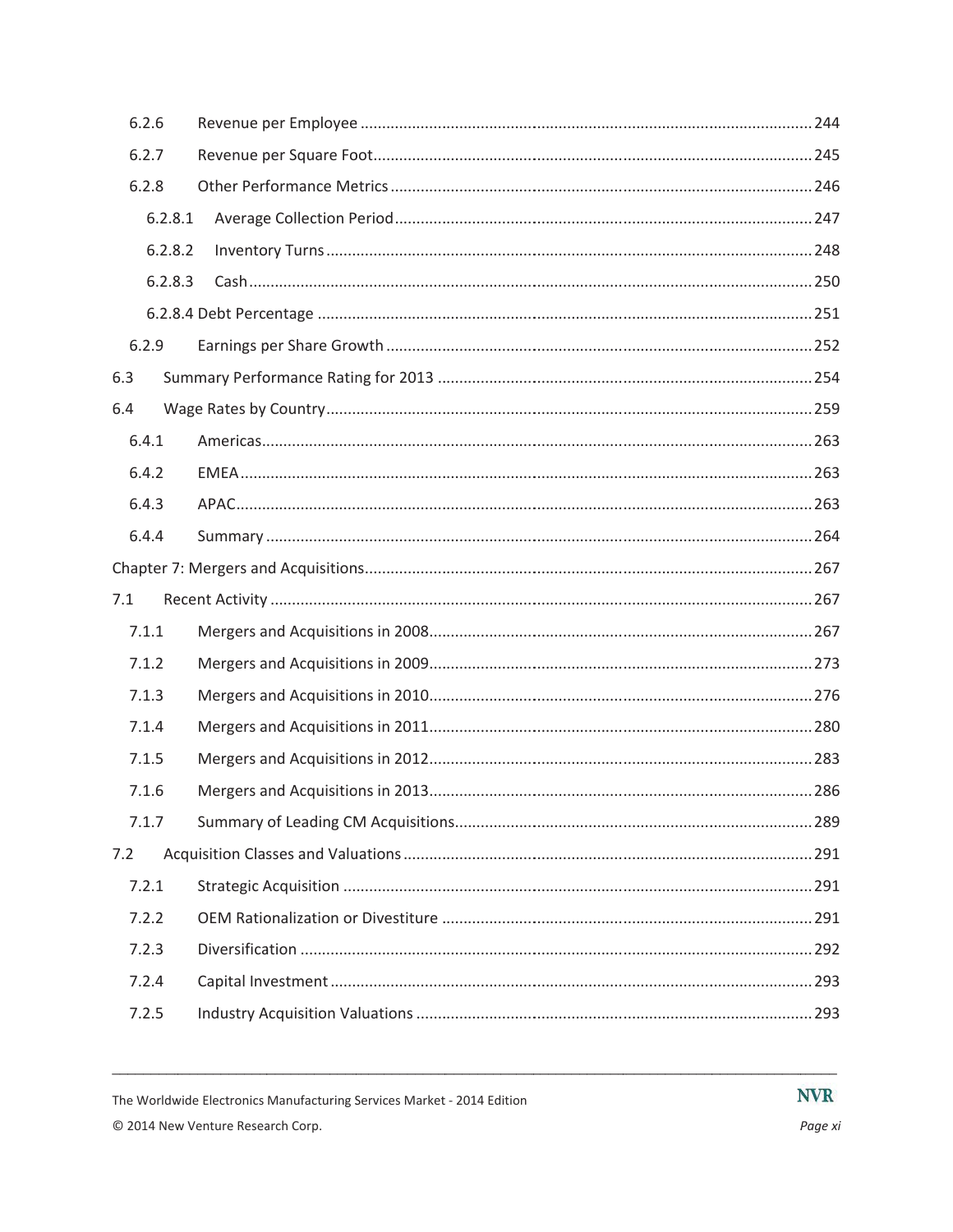6.2.6 Revenue per Employee ........................................................................................................ 244

6.2.7 Revenue per Square Foot..................................................................................................... 245

6.2.8 Other Performance Metrics ................................................................................................. 246

6.2.8.1 Average Collection Period ................................................................................................ 247

6.2.8.2 Inventory Turns ................................................................................................................ 248

6.2.8.3 Cash .................................................................................................................................. 250

6.2.8.4 Debt Percentage .................................................................................................................. 251

6.2.9 Earnings per Share Growth .................................................................................................. 252

6.3 Summary Performance Rating for 2013 ...................................................................................... 254

6.4 Wage Rates by Country ................................................................................................................ 259

6.4.1 Americas ............................................................................................................................... 263

6.4.2 EMEA .................................................................................................................................... 263

6.4.3 APAC ..................................................................................................................................... 263

6.4.4 Summary .............................................................................................................................. 264

Chapter 7: Mergers and Acquisitions ....................................................................................................... 267

7.1 Recent Activity ............................................................................................................................. 267

7.1.1 Mergers and Acquisitions in 2008 ........................................................................................ 267

7.1.2 Mergers and Acquisitions in 2009 ........................................................................................ 273

7.1.3 Mergers and Acquisitions in 2010 ........................................................................................ 276

7.1.4 Mergers and Acquisitions in 2011 ........................................................................................ 280

7.1.5 Mergers and Acquisitions in 2012 ........................................................................................ 283

7.1.6 Mergers and Acquisitions in 2013 ........................................................................................ 286

7.1.7 Summary of Leading CM Acquisitions .................................................................................. 289

7.2 Acquisition Classes and Valuations .............................................................................................. 291

7.2.1 Strategic Acquisition ............................................................................................................ 291

7.2.2 OEM Rationalization or Divestiture ..................................................................................... 291

7.2.3 Diversification ...................................................................................................................... 292

7.2.4 Capital Investment ............................................................................................................... 293

7.2.5 Industry Acquisition Valuations ........................................................................................... 293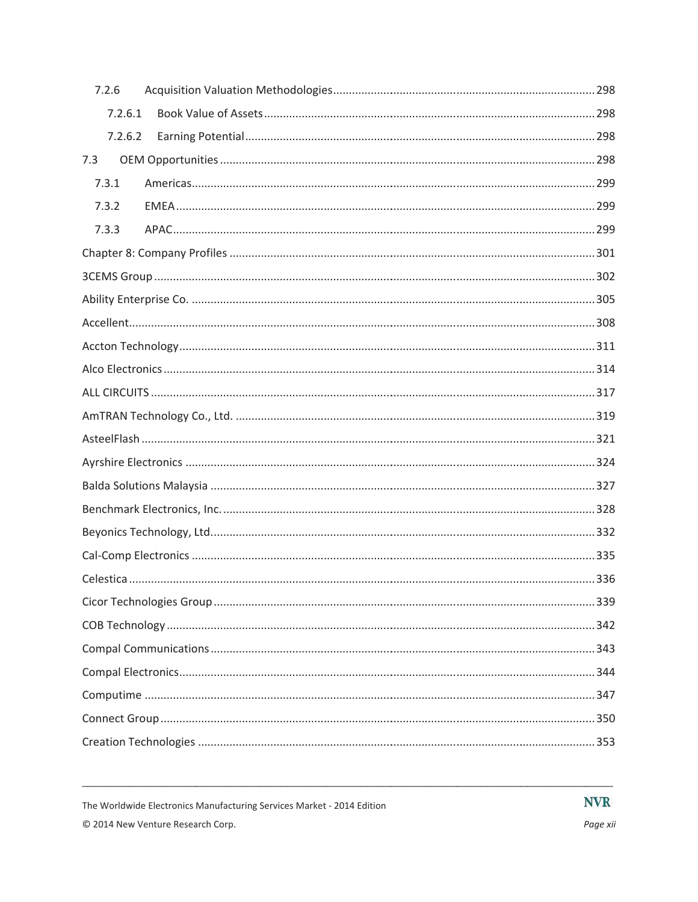7.2.6 Acquisition Valuation Methodologies ........ 298

7.2.6.1 Book Value of Assets ........ 298

7.2.6.2 Earning Potential ........ 298

7.3 OEM Opportunities ........ 298

7.3.1 Americas ........ 299

7.3.2 EMEA ........ 299

7.3.3 APAC ........ 299

Chapter 8: Company Profiles ........ 301

3CEMS Group ........ 302

Ability Enterprise Co. ........ 305

Accellent ........ 308

Accton Technology ........ 311

Alco Electronics ........ 314

ALL CIRCUITS ........ 317

AmTRAN Technology Co., Ltd. ........ 319

AsteelFlash ........ 321

Ayrshire Electronics ........ 324

Balda Solutions Malaysia ........ 327

Benchmark Electronics, Inc. ........ 328

Beyonics Technology, Ltd. ........ 332

Cal-Comp Electronics ........ 335

Celestica ........ 336

Cicor Technologies Group ........ 339

COB Technology ........ 342

Compal Communications ........ 343

Compal Electronics ........ 344

Computime ........ 347

Connect Group ........ 350

Creation Technologies ........ 353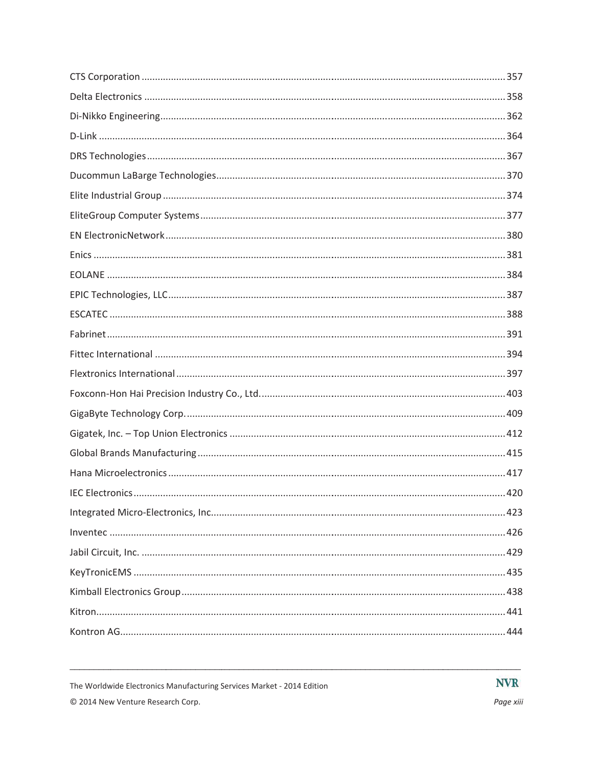CTS Corporation ........................................................................................................................................ 357
Delta Electronics ....................................................................................................................................... 358
Di-Nikko Engineering................................................................................................................................. 362
D-Link ....................................................................................................................................................... 364
DRS Technologies ..................................................................................................................................... 367
Ducommun LaBarge Technologies............................................................................................................ 370
Elite Industrial Group ............................................................................................................................... 374
EliteGroup Computer Systems ................................................................................................................. 377
EN ElectronicNetwork ............................................................................................................................... 380
Enics ......................................................................................................................................................... 381
EOLANE .................................................................................................................................................... 384
EPIC Technologies, LLC ............................................................................................................................. 387
ESCATEC ................................................................................................................................................... 388
Fabrinet .................................................................................................................................................... 391
Fittec International .................................................................................................................................. 394
Flextronics International .......................................................................................................................... 397
Foxconn-Hon Hai Precision Industry Co., Ltd. ........................................................................................... 403
GigaByte Technology Corp. ....................................................................................................................... 409
Gigatek, Inc. – Top Union Electronics ....................................................................................................... 412
Global Brands Manufacturing .................................................................................................................. 415
Hana Microelectronics ............................................................................................................................. 417
IEC Electronics .......................................................................................................................................... 420
Integrated Micro-Electronics, Inc.............................................................................................................. 423
Inventec .................................................................................................................................................. 426
Jabil Circuit, Inc. ....................................................................................................................................... 429
KeyTronicEMS .......................................................................................................................................... 435
Kimball Electronics Group ......................................................................................................................... 438
Kitron........................................................................................................................................................ 441
Kontron AG............................................................................................................................................... 444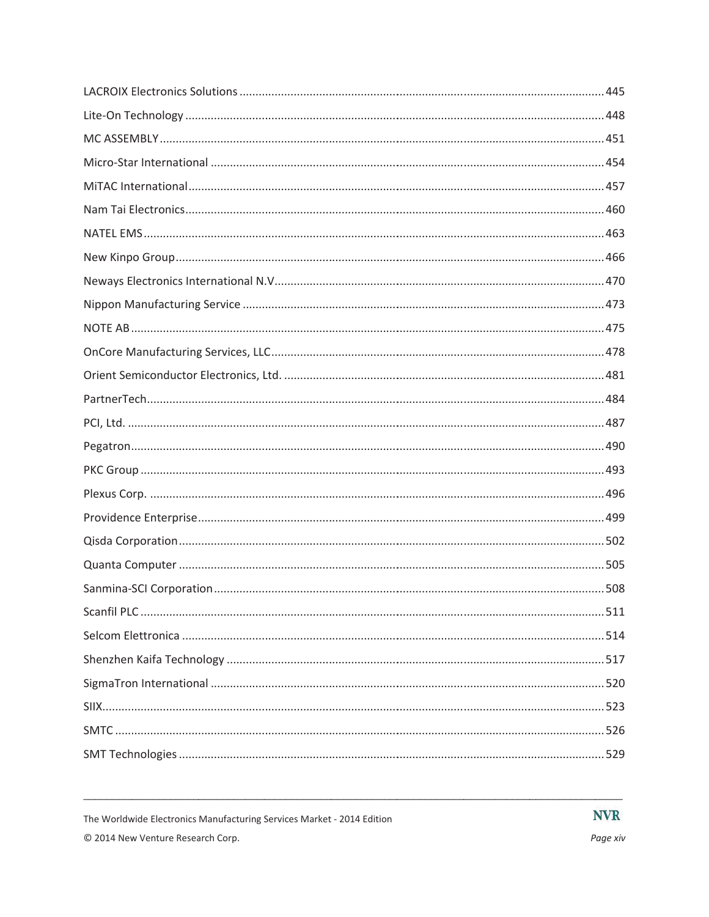LACROIX Electronics Solutions ........................................................................................................ 445

Lite-On Technology ......................................................................................................................... 448

MC ASSEMBLY ................................................................................................................................ 451

Micro-Star International ................................................................................................................. 454

MiTAC International ........................................................................................................................ 457

Nam Tai Electronics ......................................................................................................................... 460

NATEL EMS ..................................................................................................................................... 463

New Kinpo Group ............................................................................................................................ 466

Neways Electronics International N.V ............................................................................................. 470

Nippon Manufacturing Service ........................................................................................................ 473

NOTE AB .......................................................................................................................................... 475

OnCore Manufacturing Services, LLC .............................................................................................. 478

Orient Semiconductor Electronics, Ltd. ........................................................................................... 481

PartnerTech ..................................................................................................................................... 484

PCI, Ltd. ........................................................................................................................................... 487

Pegatron .......................................................................................................................................... 490

PKC Group ....................................................................................................................................... 493

Plexus Corp. ..................................................................................................................................... 496

Providence Enterprise ...................................................................................................................... 499

Qisda Corporation ........................................................................................................................... 502

Quanta Computer ............................................................................................................................ 505

Sanmina-SCI Corporation ................................................................................................................. 508

Scanfil PLC ....................................................................................................................................... 511

Selcom Elettronica ........................................................................................................................... 514

Shenzhen Kaifa Technology ............................................................................................................. 517

SigmaTron International ................................................................................................................. 520

SIIX ................................................................................................................................................... 523

SMTC ............................................................................................................................................... 526

SMT Technologies ............................................................................................................................ 529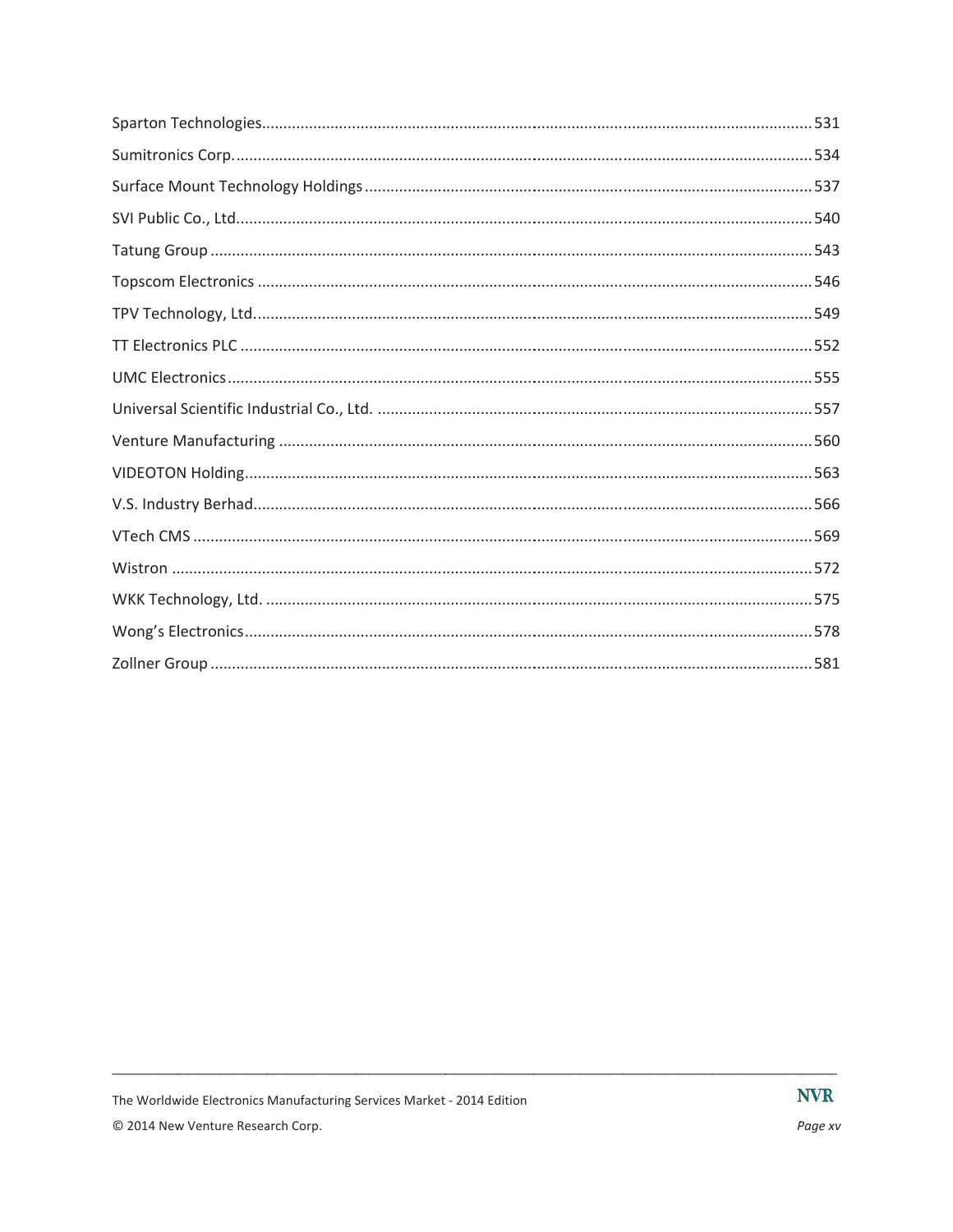Sparton Technologies...............................................................................................................................531

Sumitronics Corp.....................................................................................................................................534

Surface Mount Technology Holdings.......................................................................................................537

SVI Public Co., Ltd....................................................................................................................................540

Tatung Group ..........................................................................................................................................543

Topscom Electronics ................................................................................................................................546

TPV Technology, Ltd.................................................................................................................................549

TT Electronics PLC ...................................................................................................................................552

UMC Electronics......................................................................................................................................555

Universal Scientific Industrial Co., Ltd. ....................................................................................................557

Venture Manufacturing ...........................................................................................................................560

VIDEOTON Holding..................................................................................................................................563

V.S. Industry Berhad................................................................................................................................566

VTech CMS ..............................................................................................................................................569

Wistron ...................................................................................................................................................572

WKK Technology, Ltd. .............................................................................................................................575

Wong's Electronics..................................................................................................................................578

Zollner Group ..........................................................................................................................................581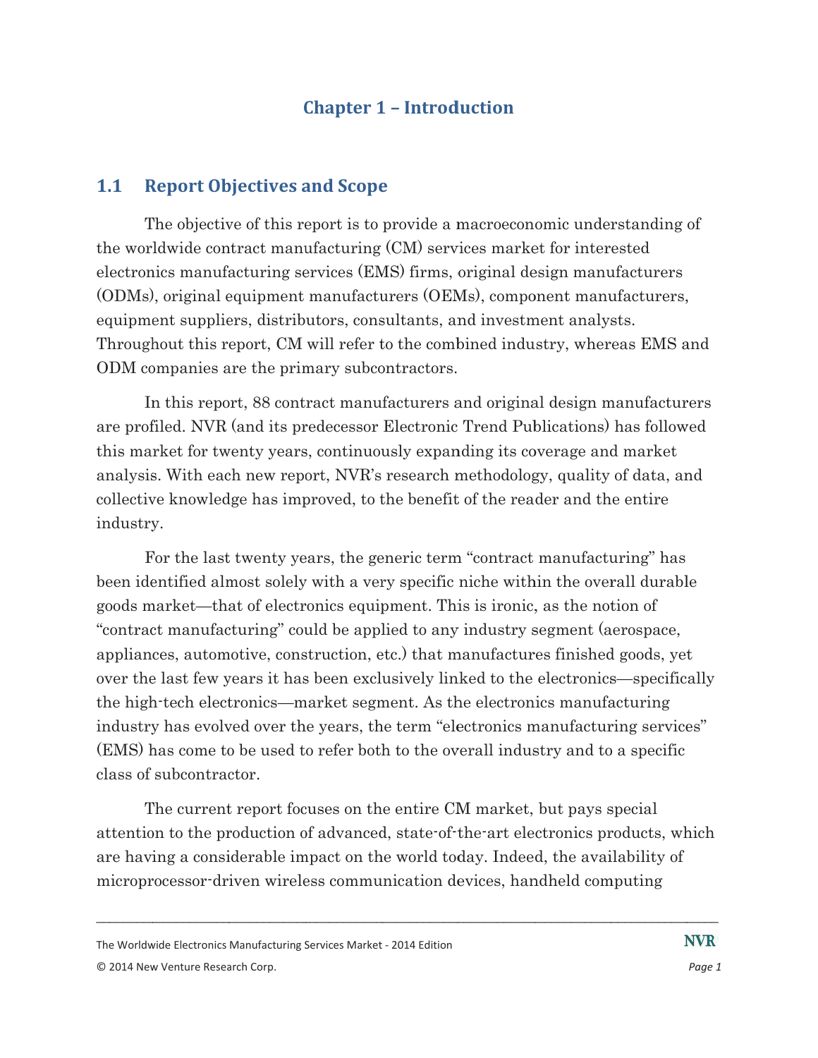# Chapter 1 – Introduction

## 1.1 Report Objectives and Scope

The objective of this report is to provide a macroeconomic understanding of the worldwide contract manufacturing (CM) services market for interested electronics manufacturing services (EMS) firms, original design manufacturers (ODMs), original equipment manufacturers (OEMs), component manufacturers, equipment suppliers, distributors, consultants, and investment analysts. Throughout this report, CM will refer to the combined industry, whereas EMS and ODM companies are the primary subcontractors.

In this report, 88 contract manufacturers and original design manufacturers are profiled. NVR (and its predecessor Electronic Trend Publications) has followed this market for twenty years, continuously expanding its coverage and market analysis. With each new report, NVR's research methodology, quality of data, and collective knowledge has improved, to the benefit of the reader and the entire industry.

For the last twenty years, the generic term "contract manufacturing" has been identified almost solely with a very specific niche within the overall durable goods market—that of electronics equipment. This is ironic, as the notion of "contract manufacturing" could be applied to any industry segment (aerospace, appliances, automotive, construction, etc.) that manufactures finished goods, yet over the last few years it has been exclusively linked to the electronics—specifically the high-tech electronics—market segment. As the electronics manufacturing industry has evolved over the years, the term "electronics manufacturing services" (EMS) has come to be used to refer both to the overall industry and to a specific class of subcontractor.

The current report focuses on the entire CM market, but pays special attention to the production of advanced, state-of-the-art electronics products, which are having a considerable impact on the world today. Indeed, the availability of microprocessor-driven wireless communication devices, handheld computing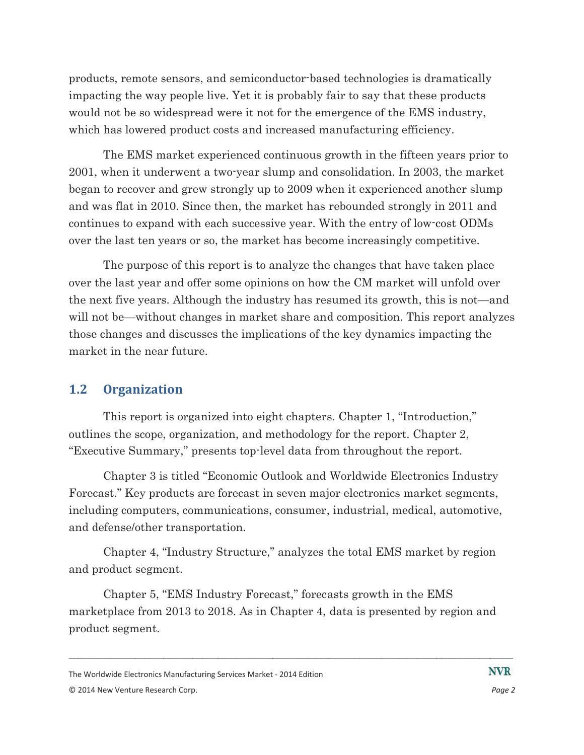products, remote sensors, and semiconductor-based technologies is dramatically impacting the way people live. Yet it is probably fair to say that these products would not be so widespread were it not for the emergence of the EMS industry, which has lowered product costs and increased manufacturing efficiency.

The EMS market experienced continuous growth in the fifteen years prior to 2001, when it underwent a two-year slump and consolidation. In 2003, the market began to recover and grew strongly up to 2009 when it experienced another slump and was flat in 2010. Since then, the market has rebounded strongly in 2011 and continues to expand with each successive year. With the entry of low-cost ODMs over the last ten years or so, the market has become increasingly competitive.

The purpose of this report is to analyze the changes that have taken place over the last year and offer some opinions on how the CM market will unfold over the next five years. Although the industry has resumed its growth, this is not—and will not be—without changes in market share and composition. This report analyzes those changes and discusses the implications of the key dynamics impacting the market in the near future.

## 1.2 Organization

This report is organized into eight chapters. Chapter 1, "Introduction," outlines the scope, organization, and methodology for the report. Chapter 2, "Executive Summary," presents top-level data from throughout the report.

Chapter 3 is titled "Economic Outlook and Worldwide Electronics Industry Forecast." Key products are forecast in seven major electronics market segments, including computers, communications, consumer, industrial, medical, automotive, and defense/other transportation.

Chapter 4, "Industry Structure," analyzes the total EMS market by region and product segment.

Chapter 5, "EMS Industry Forecast," forecasts growth in the EMS marketplace from 2013 to 2018. As in Chapter 4, data is presented by region and product segment.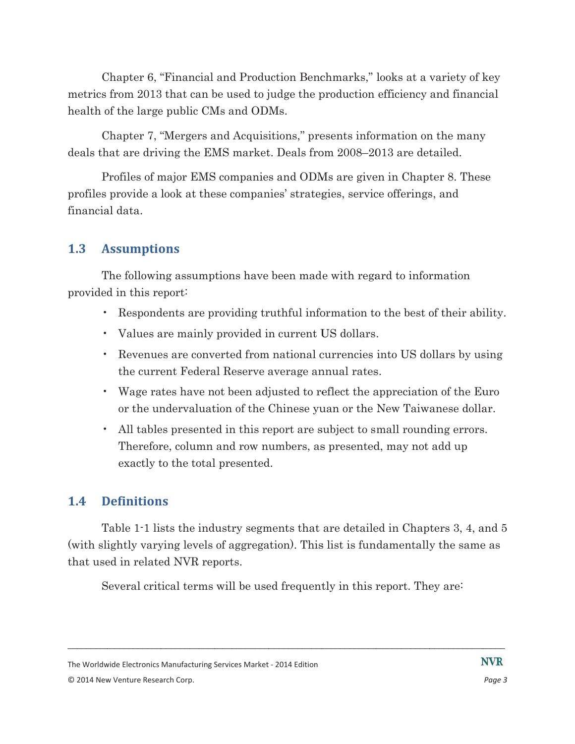Chapter 6, “Financial and Production Benchmarks,” looks at a variety of key metrics from 2013 that can be used to judge the production efficiency and financial health of the large public CMs and ODMs.

Chapter 7, “Mergers and Acquisitions,” presents information on the many deals that are driving the EMS market. Deals from 2008–2013 are detailed.

Profiles of major EMS companies and ODMs are given in Chapter 8. These profiles provide a look at these companies’ strategies, service offerings, and financial data.

## 1.3 Assumptions

The following assumptions have been made with regard to information provided in this report:

- Respondents are providing truthful information to the best of their ability.
- Values are mainly provided in current US dollars.
- Revenues are converted from national currencies into US dollars by using the current Federal Reserve average annual rates.
- Wage rates have not been adjusted to reflect the appreciation of the Euro or the undervaluation of the Chinese yuan or the New Taiwanese dollar.
- All tables presented in this report are subject to small rounding errors. Therefore, column and row numbers, as presented, may not add up exactly to the total presented.

## 1.4 Definitions

Table 1-1 lists the industry segments that are detailed in Chapters 3, 4, and 5 (with slightly varying levels of aggregation). This list is fundamentally the same as that used in related NVR reports.

Several critical terms will be used frequently in this report. They are: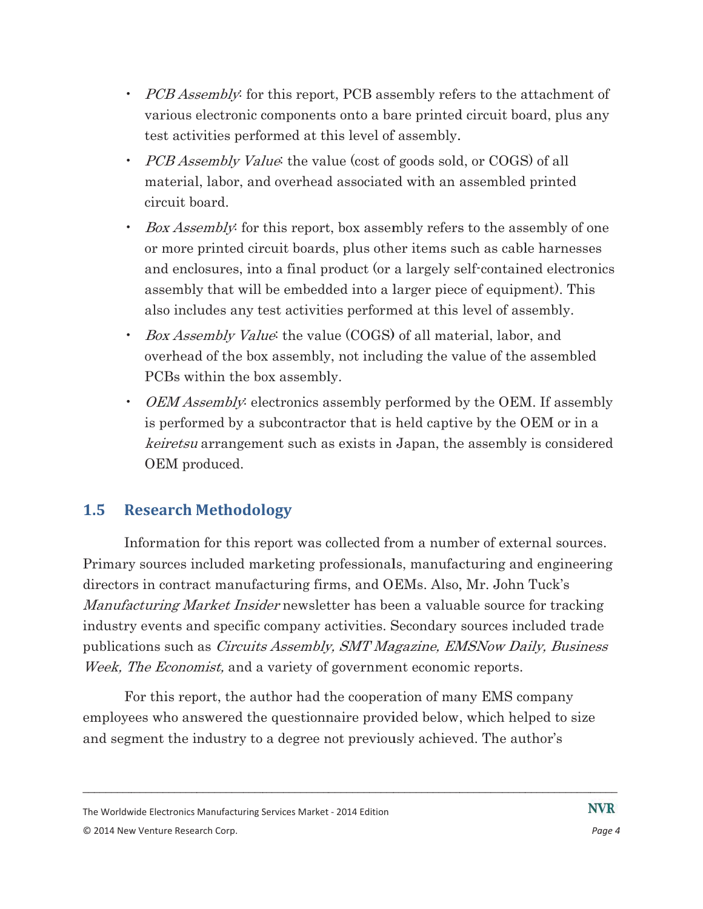- *PCB Assembly*: for this report, PCB assembly refers to the attachment of various electronic components onto a bare printed circuit board, plus any test activities performed at this level of assembly.
- *PCB Assembly Value*: the value (cost of goods sold, or COGS) of all material, labor, and overhead associated with an assembled printed circuit board.
- *Box Assembly*: for this report, box assembly refers to the assembly of one or more printed circuit boards, plus other items such as cable harnesses and enclosures, into a final product (or a largely self-contained electronics assembly that will be embedded into a larger piece of equipment). This also includes any test activities performed at this level of assembly.
- *Box Assembly Value*: the value (COGS) of all material, labor, and overhead of the box assembly, not including the value of the assembled PCBs within the box assembly.
- *OEM Assembly*: electronics assembly performed by the OEM. If assembly is performed by a subcontractor that is held captive by the OEM or in a *keiretsu* arrangement such as exists in Japan, the assembly is considered OEM produced.

## 1.5 Research Methodology

Information for this report was collected from a number of external sources. Primary sources included marketing professionals, manufacturing and engineering directors in contract manufacturing firms, and OEMs. Also, Mr. John Tuck's *Manufacturing Market Insider* newsletter has been a valuable source for tracking industry events and specific company activities. Secondary sources included trade publications such as *Circuits Assembly, SMT Magazine, EMSNow Daily, Business Week, The Economist,* and a variety of government economic reports.

For this report, the author had the cooperation of many EMS company employees who answered the questionnaire provided below, which helped to size and segment the industry to a degree not previously achieved. The author's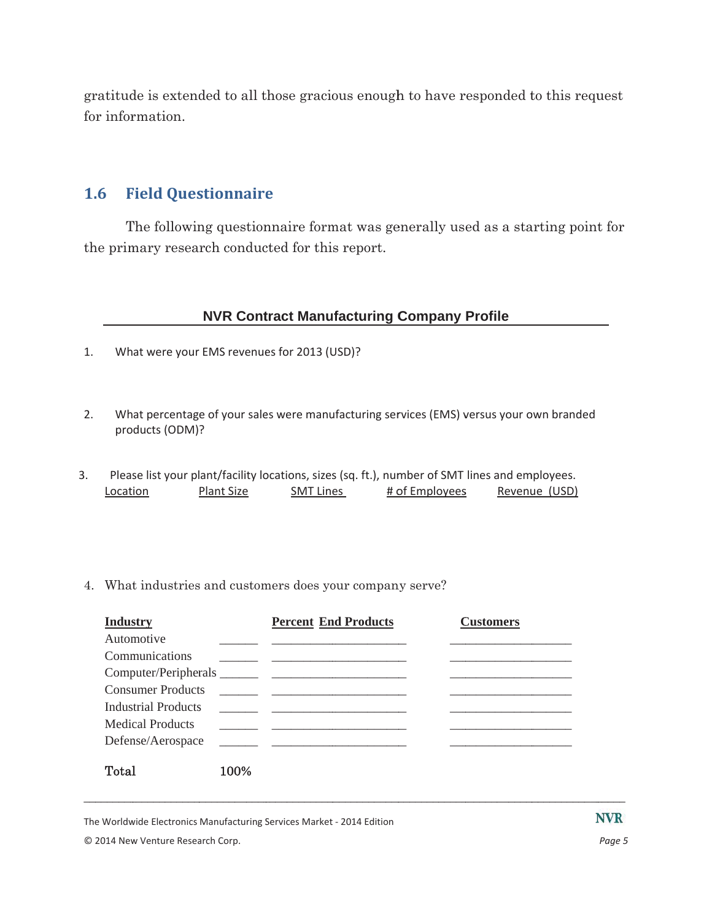gratitude is extended to all those gracious enough to have responded to this request for information.

## 1.6 Field Questionnaire

The following questionnaire format was generally used as a starting point for the primary research conducted for this report.

### NVR Contract Manufacturing Company Profile

1. What were your EMS revenues for 2013 (USD)?

2. What percentage of your sales were manufacturing services (EMS) versus your own branded products (ODM)?

3. Please list your plant/facility locations, sizes (sq. ft.), number of SMT lines and employees.

| Location | Plant Size | SMT Lines | # of Employees | Revenue (USD) |
|---|---|---|---|---|
| | | | | |

4. What industries and customers does your company serve?

| Industry | Percent | End Products | Customers |
|---|---|---|---|
| Automotive | ______ | ______________________ | ____________________ |
| Communications | ______ | ______________________ | ____________________ |
| Computer/Peripherals | ______ | ______________________ | ____________________ |
| Consumer Products | ______ | ______________________ | ____________________ |
| Industrial Products | ______ | ______________________ | ____________________ |
| Medical Products | ______ | ______________________ | ____________________ |
| Defense/Aerospace | ______ | ______________________ | ____________________ |
| Total | 100% | | |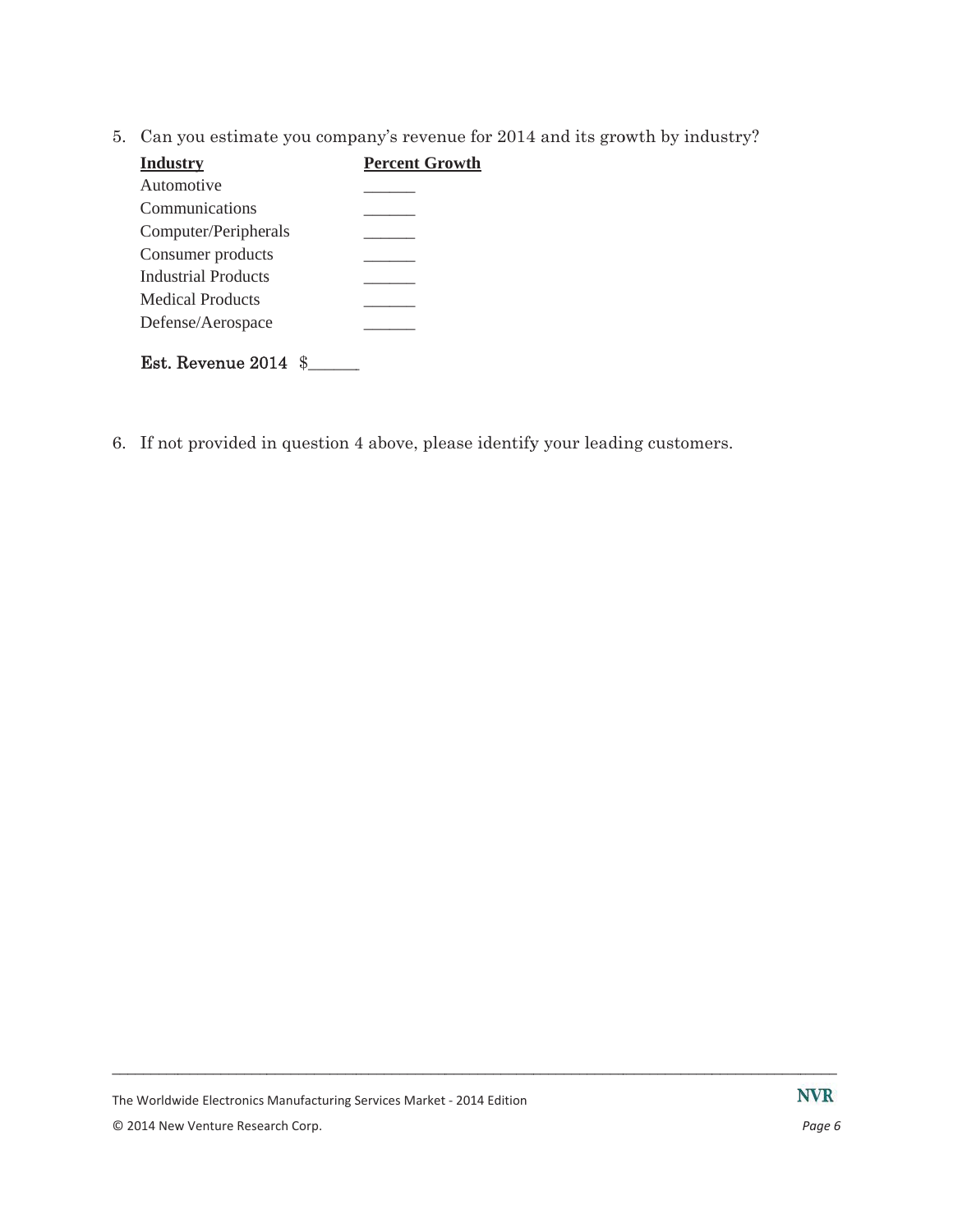5. Can you estimate you company's revenue for 2014 and its growth by industry?

| Industry | Percent Growth |
|---|---|
| Automotive | ______ |
| Communications | ______ |
| Computer/Peripherals | ______ |
| Consumer products | ______ |
| Industrial Products | ______ |
| Medical Products | ______ |
| Defense/Aerospace | ______ |

**Est. Revenue 2014** $______

6. If not provided in question 4 above, please identify your leading customers.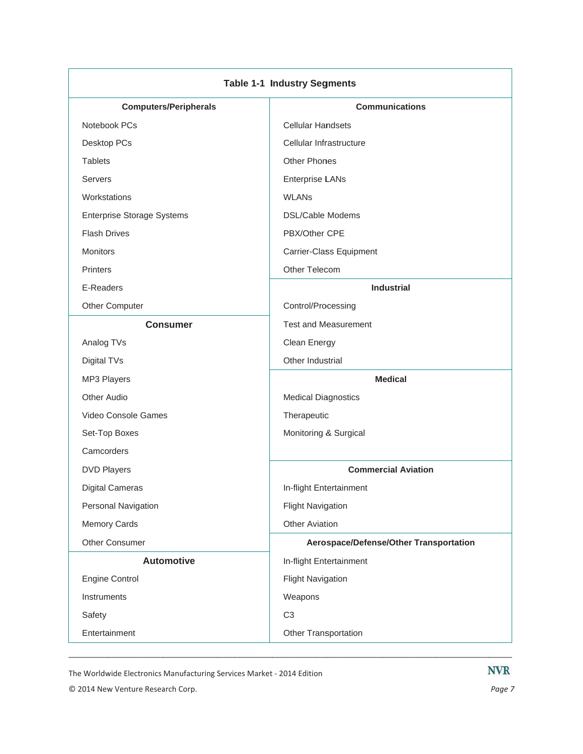**Table 1-1 Industry Segments**

| Computers/Peripherals | Communications |
|---|---|
| Notebook PCs | Cellular Handsets |
| Desktop PCs | Cellular Infrastructure |
| Tablets | Other Phones |
| Servers | Enterprise LANs |
| Workstations | WLANs |
| Enterprise Storage Systems | DSL/Cable Modems |
| Flash Drives | PBX/Other CPE |
| Monitors | Carrier-Class Equipment |
| Printers | Other Telecom |
| E-Readers | **Industrial** |
| Other Computer | Control/Processing |
| **Consumer** | Test and Measurement |
| Analog TVs | Clean Energy |
| Digital TVs | Other Industrial |
| MP3 Players | **Medical** |
| Other Audio | Medical Diagnostics |
| Video Console Games | Therapeutic |
| Set-Top Boxes | Monitoring & Surgical |
| Camcorders | |
| DVD Players | **Commercial Aviation** |
| Digital Cameras | In-flight Entertainment |
| Personal Navigation | Flight Navigation |
| Memory Cards | Other Aviation |
| Other Consumer | **Aerospace/Defense/Other Transportation** |
| **Automotive** | In-flight Entertainment |
| Engine Control | Flight Navigation |
| Instruments | Weapons |
| Safety | C3 |
| Entertainment | Other Transportation |